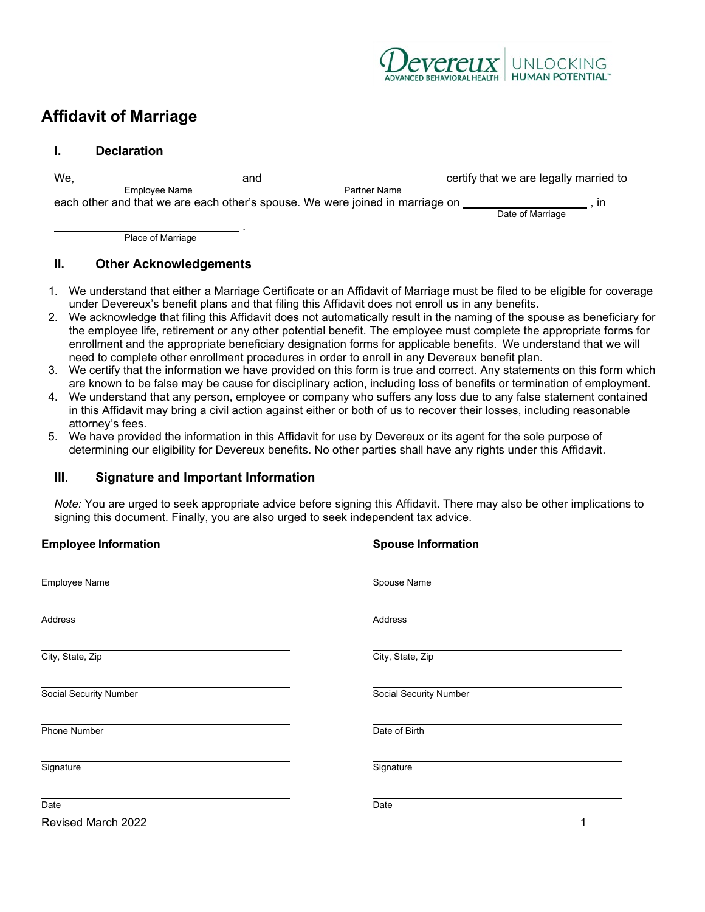# Affidavit of Marriage

## I. Declaration

We, ______________________ and ______________________ certify that we are legally married to
Employee Name — Partner Name

each other and that we are each other's spouse. We were joined in marriage on ________________ , in
Date of Marriage

______________________ .
Place of Marriage

## II. Other Acknowledgements

1. We understand that either a Marriage Certificate or an Affidavit of Marriage must be filed to be eligible for coverage under Devereux's benefit plans and that filing this Affidavit does not enroll us in any benefits.
2. We acknowledge that filing this Affidavit does not automatically result in the naming of the spouse as beneficiary for the employee life, retirement or any other potential benefit. The employee must complete the appropriate forms for enrollment and the appropriate beneficiary designation forms for applicable benefits. We understand that we will need to complete other enrollment procedures in order to enroll in any Devereux benefit plan.
3. We certify that the information we have provided on this form is true and correct. Any statements on this form which are known to be false may be cause for disciplinary action, including loss of benefits or termination of employment.
4. We understand that any person, employee or company who suffers any loss due to any false statement contained in this Affidavit may bring a civil action against either or both of us to recover their losses, including reasonable attorney's fees.
5. We have provided the information in this Affidavit for use by Devereux or its agent for the sole purpose of determining our eligibility for Devereux benefits. No other parties shall have any rights under this Affidavit.

## III. Signature and Important Information

*Note:* You are urged to seek appropriate advice before signing this Affidavit. There may also be other implications to signing this document. Finally, you are also urged to seek independent tax advice.

| **Employee Information** | **Spouse Information** |
|---|---|
| Employee Name | Spouse Name |
| Address | Address |
| City, State, Zip | City, State, Zip |
| Social Security Number | Social Security Number |
| Phone Number | Date of Birth |
| Signature | Signature |
| Date | Date |

Revised March 2022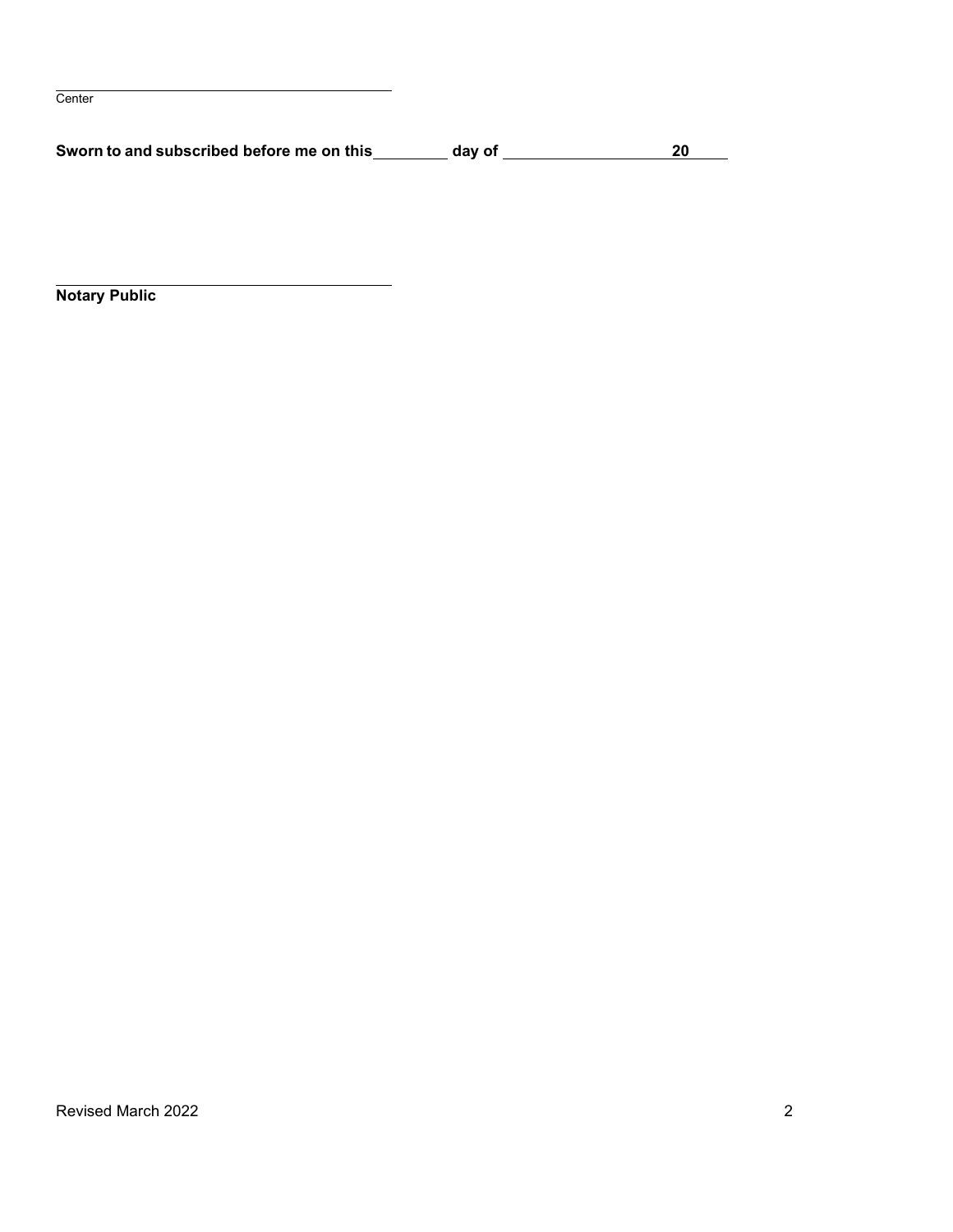\_\_\_\_\_\_\_\_\_\_\_\_\_\_\_\_\_\_\_\_\_\_\_\_\_\_\_\_\_\_\_\_\_\_\_\_\_\_\_\_

Center

**Sworn to and subscribed before me on this\_\_\_\_\_\_\_\_\_ day of \_\_\_\_\_\_\_\_\_\_\_\_\_\_\_\_\_\_\_\_20\_\_\_\_\_**

\_\_\_\_\_\_\_\_\_\_\_\_\_\_\_\_\_\_\_\_\_\_\_\_\_\_\_\_\_\_\_\_\_\_\_\_\_\_\_\_

**Notary Public**

Revised March 2022